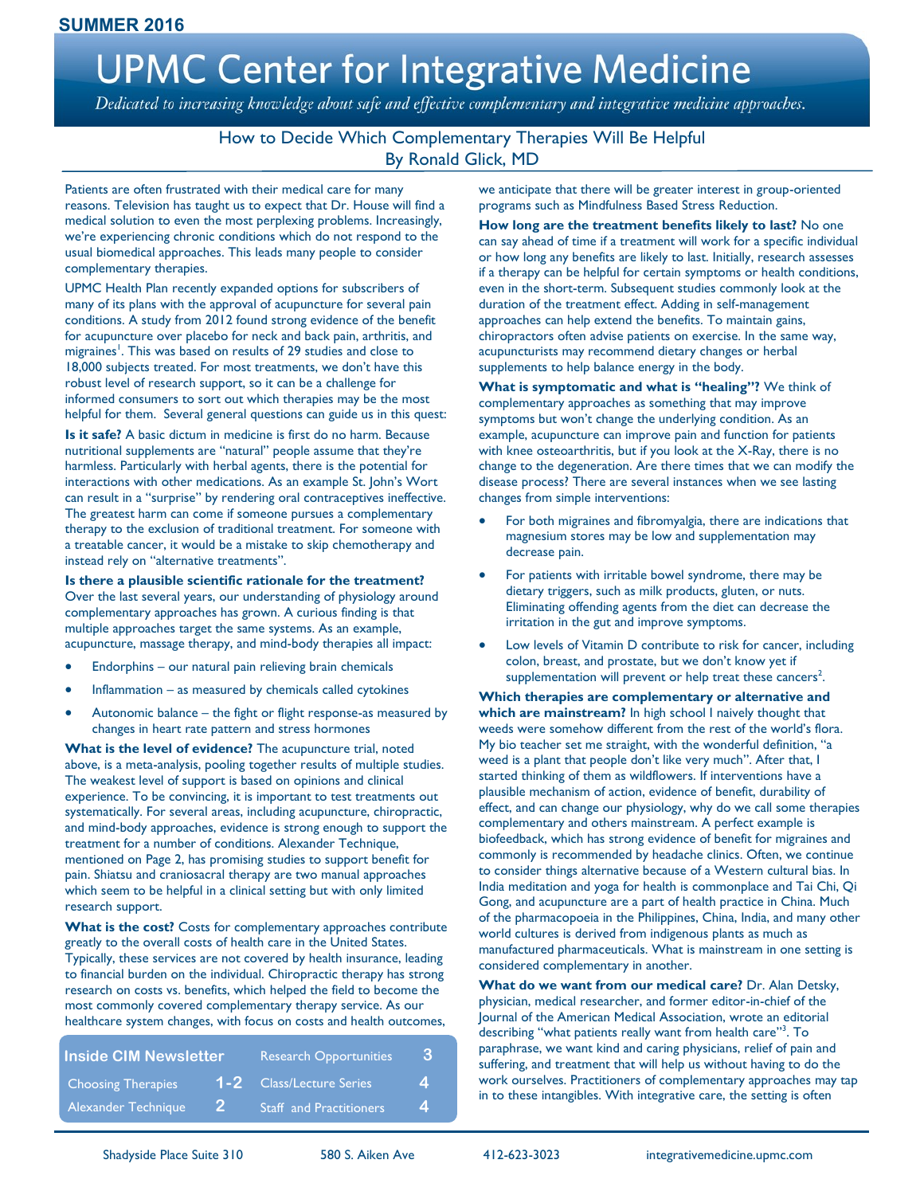SUMMER 2016

# UPMC Center for Integrative Medicine

*Dedicated to increasing knowledge about safe and effective complementary and integrative medicine approaches.*

## How to Decide Which Complementary Therapies Will Be Helpful
By Ronald Glick, MD

Patients are often frustrated with their medical care for many reasons. Television has taught us to expect that Dr. House will find a medical solution to even the most perplexing problems. Increasingly, we're experiencing chronic conditions which do not respond to the usual biomedical approaches. This leads many people to consider complementary therapies.

UPMC Health Plan recently expanded options for subscribers of many of its plans with the approval of acupuncture for several pain conditions. A study from 2012 found strong evidence of the benefit for acupuncture over placebo for neck and back pain, arthritis, and migraines[1]. This was based on results of 29 studies and close to 18,000 subjects treated. For most treatments, we don't have this robust level of research support, so it can be a challenge for informed consumers to sort out which therapies may be the most helpful for them. Several general questions can guide us in this quest:

**Is it safe?** A basic dictum in medicine is first do no harm. Because nutritional supplements are "natural" people assume that they're harmless. Particularly with herbal agents, there is the potential for interactions with other medications. As an example St. John's Wort can result in a "surprise" by rendering oral contraceptives ineffective. The greatest harm can come if someone pursues a complementary therapy to the exclusion of traditional treatment. For someone with a treatable cancer, it would be a mistake to skip chemotherapy and instead rely on "alternative treatments".

**Is there a plausible scientific rationale for the treatment?** Over the last several years, our understanding of physiology around complementary approaches has grown. A curious finding is that multiple approaches target the same systems. As an example, acupuncture, massage therapy, and mind-body therapies all impact:

- Endorphins – our natural pain relieving brain chemicals
- Inflammation – as measured by chemicals called cytokines
- Autonomic balance – the fight or flight response-as measured by changes in heart rate pattern and stress hormones

**What is the level of evidence?** The acupuncture trial, noted above, is a meta-analysis, pooling together results of multiple studies. The weakest level of support is based on opinions and clinical experience. To be convincing, it is important to test treatments out systematically. For several areas, including acupuncture, chiropractic, and mind-body approaches, evidence is strong enough to support the treatment for a number of conditions. Alexander Technique, mentioned on Page 2, has promising studies to support benefit for pain. Shiatsu and craniosacral therapy are two manual approaches which seem to be helpful in a clinical setting but with only limited research support.

**What is the cost?** Costs for complementary approaches contribute greatly to the overall costs of health care in the United States. Typically, these services are not covered by health insurance, leading to financial burden on the individual. Chiropractic therapy has strong research on costs vs. benefits, which helped the field to become the most commonly covered complementary therapy service. As our healthcare system changes, with focus on costs and health outcomes, we anticipate that there will be greater interest in group-oriented programs such as Mindfulness Based Stress Reduction.

**How long are the treatment benefits likely to last?** No one can say ahead of time if a treatment will work for a specific individual or how long any benefits are likely to last. Initially, research assesses if a therapy can be helpful for certain symptoms or health conditions, even in the short-term. Subsequent studies commonly look at the duration of the treatment effect. Adding in self-management approaches can help extend the benefits. To maintain gains, chiropractors often advise patients on exercise. In the same way, acupuncturists may recommend dietary changes or herbal supplements to help balance energy in the body.

**What is symptomatic and what is "healing"?** We think of complementary approaches as something that may improve symptoms but won't change the underlying condition. As an example, acupuncture can improve pain and function for patients with knee osteoarthritis, but if you look at the X-Ray, there is no change to the degeneration. Are there times that we can modify the disease process? There are several instances when we see lasting changes from simple interventions:

- For both migraines and fibromyalgia, there are indications that magnesium stores may be low and supplementation may decrease pain.
- For patients with irritable bowel syndrome, there may be dietary triggers, such as milk products, gluten, or nuts. Eliminating offending agents from the diet can decrease the irritation in the gut and improve symptoms.
- Low levels of Vitamin D contribute to risk for cancer, including colon, breast, and prostate, but we don't know yet if supplementation will prevent or help treat these cancers[2].

**Which therapies are complementary or alternative and which are mainstream?** In high school I naively thought that weeds were somehow different from the rest of the world's flora. My bio teacher set me straight, with the wonderful definition, "a weed is a plant that people don't like very much". After that, I started thinking of them as wildflowers. If interventions have a plausible mechanism of action, evidence of benefit, durability of effect, and can change our physiology, why do we call some therapies complementary and others mainstream. A perfect example is biofeedback, which has strong evidence of benefit for migraines and commonly is recommended by headache clinics. Often, we continue to consider things alternative because of a Western cultural bias. In India meditation and yoga for health is commonplace and Tai Chi, Qi Gong, and acupuncture are a part of health practice in China. Much of the pharmacopoeia in the Philippines, China, India, and many other world cultures is derived from indigenous plants as much as manufactured pharmaceuticals. What is mainstream in one setting is considered complementary in another.

**What do we want from our medical care?** Dr. Alan Detsky, physician, medical researcher, and former editor-in-chief of the Journal of the American Medical Association, wrote an editorial describing "what patients really want from health care"[3]. To paraphrase, we want kind and caring physicians, relief of pain and suffering, and treatment that will help us without having to do the work ourselves. Practitioners of complementary approaches may tap in to these intangibles. With integrative care, the setting is often

| Inside CIM Newsletter | | | |
|---|---|---|---|
| Choosing Therapies | 1-2 | Research Opportunities | 3 |
| Alexander Technique | 2 | Class/Lecture Series | 4 |
| | | Staff and Practitioners | 4 |

Shadyside Place Suite 310 | 580 S. Aiken Ave | 412-623-3023 | integrativemedicine.upmc.com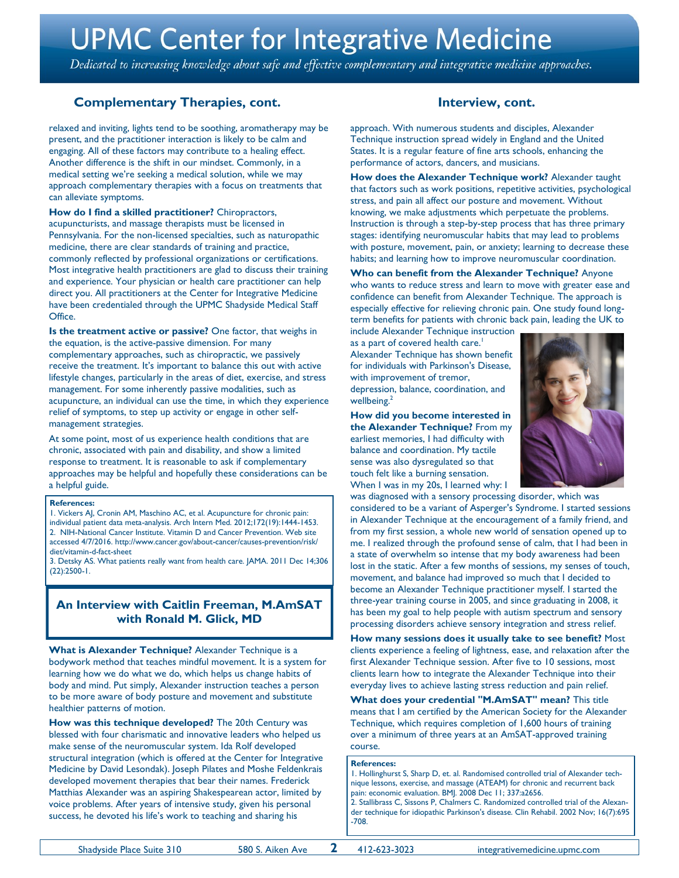## Complementary Therapies, cont.

relaxed and inviting, lights tend to be soothing, aromatherapy may be present, and the practitioner interaction is likely to be calm and engaging. All of these factors may contribute to a healing effect. Another difference is the shift in our mindset. Commonly, in a medical setting we're seeking a medical solution, while we may approach complementary therapies with a focus on treatments that can alleviate symptoms.

**How do I find a skilled practitioner?** Chiropractors, acupuncturists, and massage therapists must be licensed in Pennsylvania. For the non-licensed specialties, such as naturopathic medicine, there are clear standards of training and practice, commonly reflected by professional organizations or certifications. Most integrative health practitioners are glad to discuss their training and experience. Your physician or health care practitioner can help direct you. All practitioners at the Center for Integrative Medicine have been credentialed through the UPMC Shadyside Medical Staff Office.

**Is the treatment active or passive?** One factor, that weighs in the equation, is the active-passive dimension. For many complementary approaches, such as chiropractic, we passively receive the treatment. It's important to balance this out with active lifestyle changes, particularly in the areas of diet, exercise, and stress management. For some inherently passive modalities, such as acupuncture, an individual can use the time, in which they experience relief of symptoms, to step up activity or engage in other self-management strategies.

At some point, most of us experience health conditions that are chronic, associated with pain and disability, and show a limited response to treatment. It is reasonable to ask if complementary approaches may be helpful and hopefully these considerations can be a helpful guide.

**References:**

1. Vickers AJ, Cronin AM, Maschino AC, et al. Acupuncture for chronic pain: individual patient data meta-analysis. Arch Intern Med. 2012;172(19):1444-1453.
2. NIH-National Cancer Institute. Vitamin D and Cancer Prevention. Web site accessed 4/7/2016. http://www.cancer.gov/about-cancer/causes-prevention/risk/diet/vitamin-d-fact-sheet
3. Detsky AS. What patients really want from health care. JAMA. 2011 Dec 14;306 (22):2500-1.

## An Interview with Caitlin Freeman, M.AmSAT with Ronald M. Glick, MD

**What is Alexander Technique?** Alexander Technique is a bodywork method that teaches mindful movement. It is a system for learning how we do what we do, which helps us change habits of body and mind. Put simply, Alexander instruction teaches a person to be more aware of body posture and movement and substitute healthier patterns of motion.

**How was this technique developed?** The 20th Century was blessed with four charismatic and innovative leaders who helped us make sense of the neuromuscular system. Ida Rolf developed structural integration (which is offered at the Center for Integrative Medicine by David Lesondak). Joseph Pilates and Moshe Feldenkrais developed movement therapies that bear their names. Frederick Matthias Alexander was an aspiring Shakespearean actor, limited by voice problems. After years of intensive study, given his personal success, he devoted his life's work to teaching and sharing his approach. With numerous students and disciples, Alexander Technique instruction spread widely in England and the United States. It is a regular feature of fine arts schools, enhancing the performance of actors, dancers, and musicians.

**How does the Alexander Technique work?** Alexander taught that factors such as work positions, repetitive activities, psychological stress, and pain all affect our posture and movement. Without knowing, we make adjustments which perpetuate the problems. Instruction is through a step-by-step process that has three primary stages: identifying neuromuscular habits that may lead to problems with posture, movement, pain, or anxiety; learning to decrease these habits; and learning how to improve neuromuscular coordination.

**Who can benefit from the Alexander Technique?** Anyone who wants to reduce stress and learn to move with greater ease and confidence can benefit from Alexander Technique. The approach is especially effective for relieving chronic pain. One study found long-term benefits for patients with chronic back pain, leading the UK to include Alexander Technique instruction as a part of covered health care.[1] Alexander Technique has shown benefit for individuals with Parkinson's Disease, with improvement of tremor, depression, balance, coordination, and wellbeing.[2]

**How did you become interested in the Alexander Technique?** From my earliest memories, I had difficulty with balance and coordination. My tactile sense was also dysregulated so that touch felt like a burning sensation. When I was in my 20s, I learned why: I was diagnosed with a sensory processing disorder, which was considered to be a variant of Asperger's Syndrome. I started sessions in Alexander Technique at the encouragement of a family friend, and from my first session, a whole new world of sensation opened up to me. I realized through the profound sense of calm, that I had been in a state of overwhelm so intense that my body awareness had been lost in the static. After a few months of sessions, my senses of touch, movement, and balance had improved so much that I decided to become an Alexander Technique practitioner myself. I started the three-year training course in 2005, and since graduating in 2008, it has been my goal to help people with autism spectrum and sensory processing disorders achieve sensory integration and stress relief.

**How many sessions does it usually take to see benefit?** Most clients experience a feeling of lightness, ease, and relaxation after the first Alexander Technique session. After five to 10 sessions, most clients learn how to integrate the Alexander Technique into their everyday lives to achieve lasting stress reduction and pain relief.

**What does your credential "M.AmSAT" mean?** This title means that I am certified by the American Society for the Alexander Technique, which requires completion of 1,600 hours of training over a minimum of three years at an AmSAT-approved training course.

**References:**

1. Hollinghurst S, Sharp D, et. al. Randomised controlled trial of Alexander technique lessons, exercise, and massage (ATEAM) for chronic and recurrent back pain: economic evaluation. BMJ. 2008 Dec 11; 337:a2656.
2. Stallibrass C, Sissons P, Chalmers C. Randomized controlled trial of the Alexander technique for idiopathic Parkinson's disease. Clin Rehabil. 2002 Nov; 16(7):695-708.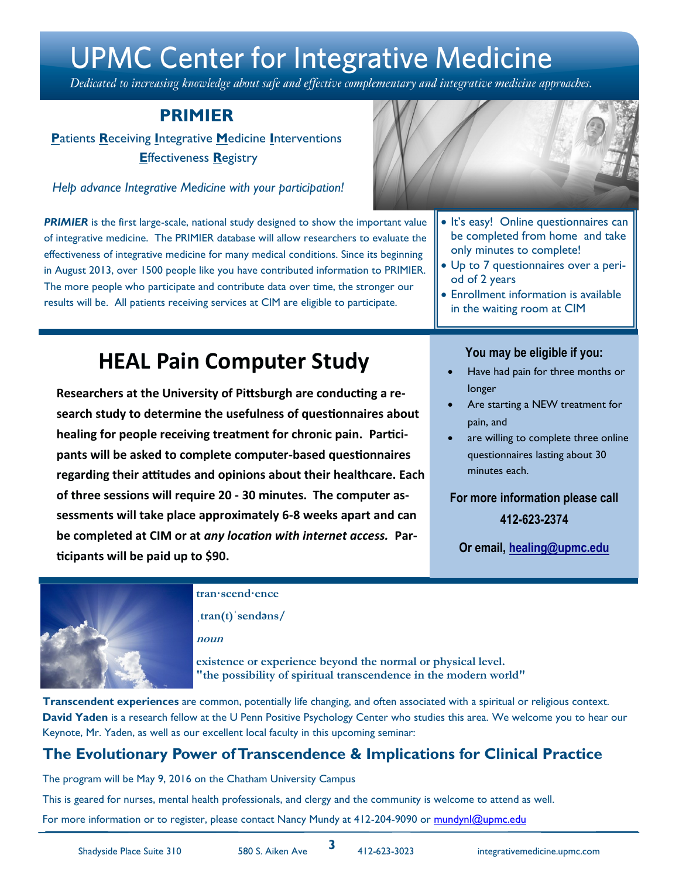# UPMC Center for Integrative Medicine

*Dedicated to increasing knowledge about safe and effective complementary and integrative medicine approaches.*

## PRIMIER

**P**atients **R**eceiving **I**ntegrative **M**edicine **I**nterventions **E**ffectiveness **R**egistry

*Help advance Integrative Medicine with your participation!*

***PRIMIER*** is the first large-scale, national study designed to show the important value of integrative medicine. The PRIMIER database will allow researchers to evaluate the effectiveness of integrative medicine for many medical conditions. Since its beginning in August 2013, over 1500 people like you have contributed information to PRIMIER. The more people who participate and contribute data over time, the stronger our results will be. All patients receiving services at CIM are eligible to participate.

- It's easy! Online questionnaires can be completed from home and take only minutes to complete!
- Up to 7 questionnaires over a period of 2 years
- Enrollment information is available in the waiting room at CIM

## HEAL Pain Computer Study

**Researchers at the University of Pittsburgh are conducting a research study to determine the usefulness of questionnaires about healing for people receiving treatment for chronic pain. Participants will be asked to complete computer-based questionnaires regarding their attitudes and opinions about their healthcare. Each of three sessions will require 20 - 30 minutes. The computer assessments will take place approximately 6-8 weeks apart and can be completed at CIM or at *any location with internet access.* Participants will be paid up to $90.**

**You may be eligible if you:**

- Have had pain for three months or longer
- Are starting a NEW treatment for pain, and
- are willing to complete three online questionnaires lasting about 30 minutes each.

**For more information please call 412-623-2374**

**Or email, healing@upmc.edu**

**tran·scend·ence**

**ˌtran(t)ˈsendəns/**

***noun***

**existence or experience beyond the normal or physical level.**
**"the possibility of spiritual transcendence in the modern world"**

**Transcendent experiences** are common, potentially life changing, and often associated with a spiritual or religious context. **David Yaden** is a research fellow at the U Penn Positive Psychology Center who studies this area. We welcome you to hear our Keynote, Mr. Yaden, as well as our excellent local faculty in this upcoming seminar:

### The Evolutionary Power of Transcendence & Implications for Clinical Practice

The program will be May 9, 2016 on the Chatham University Campus

This is geared for nurses, mental health professionals, and clergy and the community is welcome to attend as well.

For more information or to register, please contact Nancy Mundy at 412-204-9090 or mundynl@upmc.edu

Shadyside Place Suite 310 | 580 S. Aiken Ave | 412-623-3023 | integrativemedicine.upmc.com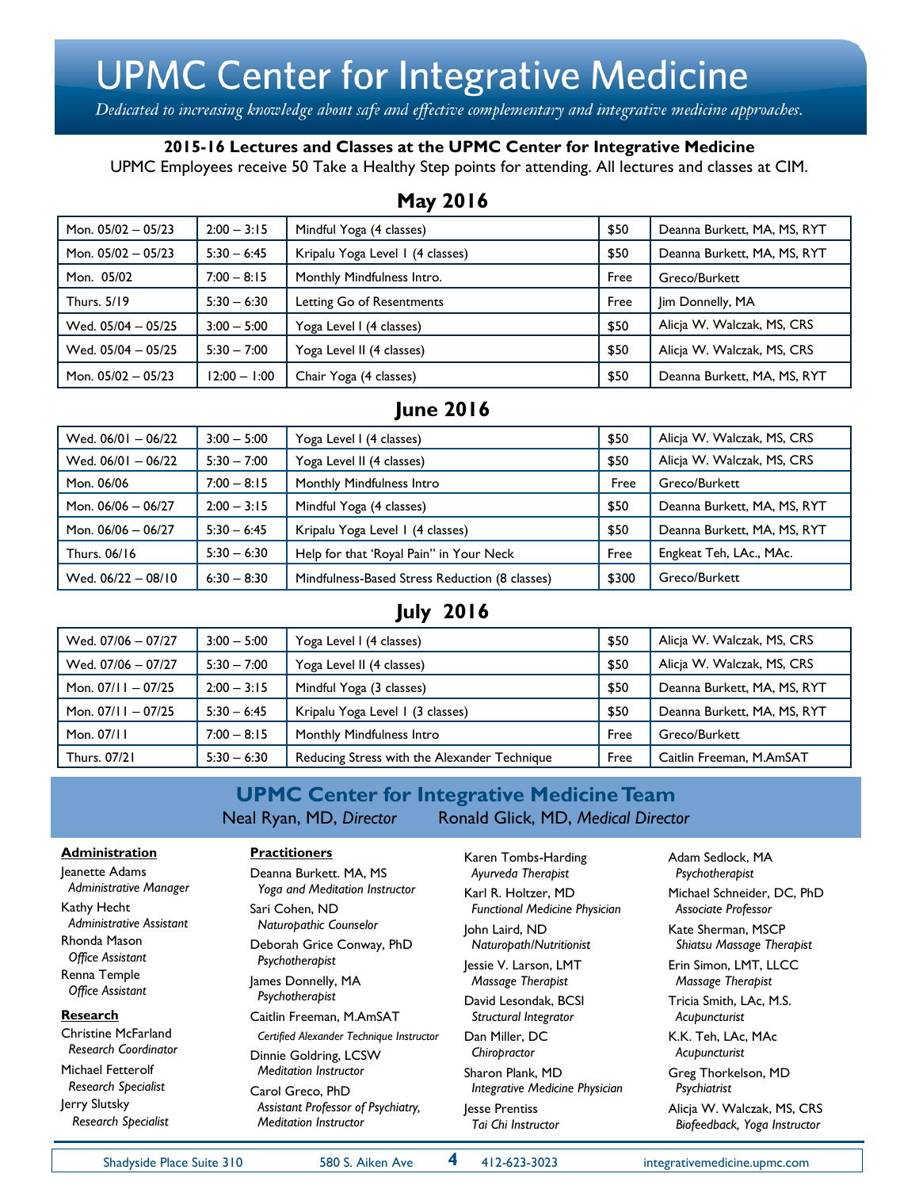# UPMC Center for Integrative Medicine

*Dedicated to increasing knowledge about safe and effective complementary and integrative medicine approaches.*

**2015-16 Lectures and Classes at the UPMC Center for Integrative Medicine**

UPMC Employees receive 50 Take a Healthy Step points for attending. All lectures and classes at CIM.

## May 2016

| | | | | |
|---|---|---|---|---|
| Mon. 05/02 – 05/23 | 2:00 – 3:15 | Mindful Yoga (4 classes) | $50 | Deanna Burkett, MA, MS, RYT |
| Mon. 05/02 – 05/23 | 5:30 – 6:45 | Kripalu Yoga Level 1 (4 classes) | $50 | Deanna Burkett, MA, MS, RYT |
| Mon. 05/02 | 7:00 – 8:15 | Monthly Mindfulness Intro. | Free | Greco/Burkett |
| Thurs. 5/19 | 5:30 – 6:30 | Letting Go of Resentments | Free | Jim Donnelly, MA |
| Wed. 05/04 – 05/25 | 3:00 – 5:00 | Yoga Level I (4 classes) | $50 | Alicja W. Walczak, MS, CRS |
| Wed. 05/04 – 05/25 | 5:30 – 7:00 | Yoga Level II (4 classes) | $50 | Alicja W. Walczak, MS, CRS |
| Mon. 05/02 – 05/23 | 12:00 – 1:00 | Chair Yoga (4 classes) | $50 | Deanna Burkett, MA, MS, RYT |

## June 2016

| | | | | |
|---|---|---|---|---|
| Wed. 06/01 – 06/22 | 3:00 – 5:00 | Yoga Level I (4 classes) | $50 | Alicja W. Walczak, MS, CRS |
| Wed. 06/01 – 06/22 | 5:30 – 7:00 | Yoga Level II (4 classes) | $50 | Alicja W. Walczak, MS, CRS |
| Mon. 06/06 | 7:00 – 8:15 | Monthly Mindfulness Intro | Free | Greco/Burkett |
| Mon. 06/06 – 06/27 | 2:00 – 3:15 | Mindful Yoga (4 classes) | $50 | Deanna Burkett, MA, MS, RYT |
| Mon. 06/06 – 06/27 | 5:30 – 6:45 | Kripalu Yoga Level 1 (4 classes) | $50 | Deanna Burkett, MA, MS, RYT |
| Thurs. 06/16 | 5:30 – 6:30 | Help for that 'Royal Pain" in Your Neck | Free | Engkeat Teh, LAc., MAc. |
| Wed. 06/22 – 08/10 | 6:30 – 8:30 | Mindfulness-Based Stress Reduction (8 classes) | $300 | Greco/Burkett |

## July 2016

| | | | | |
|---|---|---|---|---|
| Wed. 07/06 – 07/27 | 3:00 – 5:00 | Yoga Level I (4 classes) | $50 | Alicja W. Walczak, MS, CRS |
| Wed. 07/06 – 07/27 | 5:30 – 7:00 | Yoga Level II (4 classes) | $50 | Alicja W. Walczak, MS, CRS |
| Mon. 07/11 – 07/25 | 2:00 – 3:15 | Mindful Yoga (3 classes) | $50 | Deanna Burkett, MA, MS, RYT |
| Mon. 07/11 – 07/25 | 5:30 – 6:45 | Kripalu Yoga Level 1 (3 classes) | $50 | Deanna Burkett, MA, MS, RYT |
| Mon. 07/11 | 7:00 – 8:15 | Monthly Mindfulness Intro | Free | Greco/Burkett |
| Thurs. 07/21 | 5:30 – 6:30 | Reducing Stress with the Alexander Technique | Free | Caitlin Freeman, M.AmSAT |

## UPMC Center for Integrative Medicine Team

Neal Ryan, MD, *Director* Ronald Glick, MD, *Medical Director*

**Administration**

Jeanette Adams
*Administrative Manager*

Kathy Hecht
*Administrative Assistant*

Rhonda Mason
*Office Assistant*

Renna Temple
*Office Assistant*

**Research**

Christine McFarland
*Research Coordinator*

Michael Fetterolf
*Research Specialist*

Jerry Slutsky
*Research Specialist*

**Practitioners**

Deanna Burkett. MA, MS
*Yoga and Meditation Instructor*

Sari Cohen, ND
*Naturopathic Counselor*

Deborah Grice Conway, PhD
*Psychotherapist*

James Donnelly, MA
*Psychotherapist*

Caitlin Freeman, M.AmSAT
*Certified Alexander Technique Instructor*

Dinnie Goldring, LCSW
*Meditation Instructor*

Carol Greco, PhD
*Assistant Professor of Psychiatry, Meditation Instructor*

Karen Tombs-Harding
*Ayurveda Therapist*

Karl R. Holtzer, MD
*Functional Medicine Physician*

John Laird, ND
*Naturopath/Nutritionist*

Jessie V. Larson, LMT
*Massage Therapist*

David Lesondak, BCSI
*Structural Integrator*

Dan Miller, DC
*Chiropractor*

Sharon Plank, MD
*Integrative Medicine Physician*

Jesse Prentiss
*Tai Chi Instructor*

Adam Sedlock, MA
*Psychotherapist*

Michael Schneider, DC, PhD
*Associate Professor*

Kate Sherman, MSCP
*Shiatsu Massage Therapist*

Erin Simon, LMT, LLCC
*Massage Therapist*

Tricia Smith, LAc, M.S.
*Acupuncturist*

K.K. Teh, LAc, MAc
*Acupuncturist*

Greg Thorkelson, MD
*Psychiatrist*

Alicja W. Walczak, MS, CRS
*Biofeedback, Yoga Instructor*

Shadyside Place Suite 310 | 580 S. Aiken Ave | 412-623-3023 | integrativemedicine.upmc.com